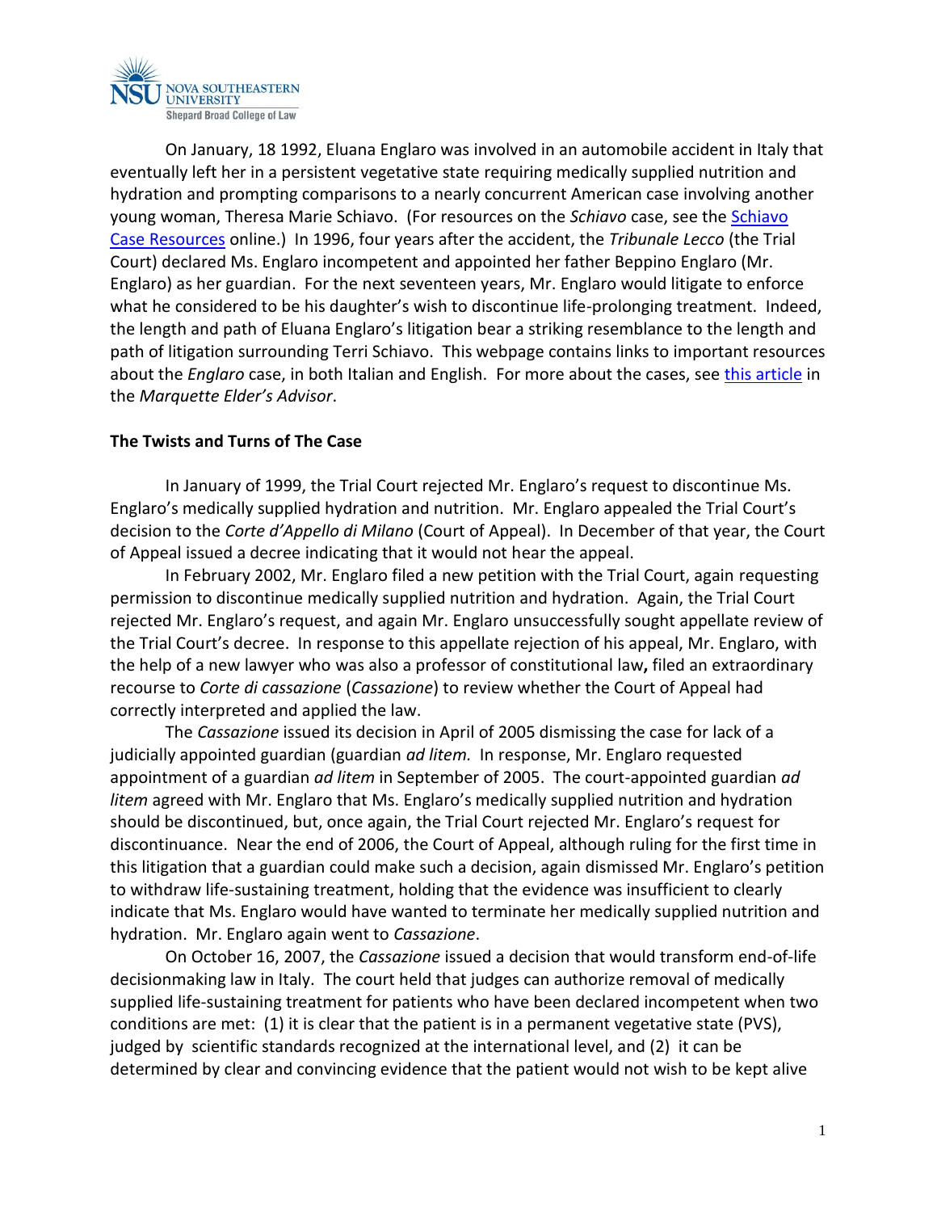On January, 18 1992, Eluana Englaro was involved in an automobile accident in Italy that eventually left her in a persistent vegetative state requiring medically supplied nutrition and hydration and prompting comparisons to a nearly concurrent American case involving another young woman, Theresa Marie Schiavo. (For resources on the *Schiavo* case, see the [Schiavo Case Resources]() online.) In 1996, four years after the accident, the *Tribunale Lecco* (the Trial Court) declared Ms. Englaro incompetent and appointed her father Beppino Englaro (Mr. Englaro) as her guardian. For the next seventeen years, Mr. Englaro would litigate to enforce what he considered to be his daughter's wish to discontinue life-prolonging treatment. Indeed, the length and path of Eluana Englaro's litigation bear a striking resemblance to the length and path of litigation surrounding Terri Schiavo. This webpage contains links to important resources about the *Englaro* case, in both Italian and English. For more about the cases, see [this article]() in the *Marquette Elder's Advisor*.

## The Twists and Turns of The Case

In January of 1999, the Trial Court rejected Mr. Englaro's request to discontinue Ms. Englaro's medically supplied hydration and nutrition. Mr. Englaro appealed the Trial Court's decision to the *Corte d'Appello di Milano* (Court of Appeal). In December of that year, the Court of Appeal issued a decree indicating that it would not hear the appeal.

In February 2002, Mr. Englaro filed a new petition with the Trial Court, again requesting permission to discontinue medically supplied nutrition and hydration. Again, the Trial Court rejected Mr. Englaro's request, and again Mr. Englaro unsuccessfully sought appellate review of the Trial Court's decree. In response to this appellate rejection of his appeal, Mr. Englaro, with the help of a new lawyer who was also a professor of constitutional law**,** filed an extraordinary recourse to *Corte di cassazione* (*Cassazione*) to review whether the Court of Appeal had correctly interpreted and applied the law.

The *Cassazione* issued its decision in April of 2005 dismissing the case for lack of a judicially appointed guardian (guardian *ad litem.* In response, Mr. Englaro requested appointment of a guardian *ad litem* in September of 2005. The court-appointed guardian *ad litem* agreed with Mr. Englaro that Ms. Englaro's medically supplied nutrition and hydration should be discontinued, but, once again, the Trial Court rejected Mr. Englaro's request for discontinuance. Near the end of 2006, the Court of Appeal, although ruling for the first time in this litigation that a guardian could make such a decision, again dismissed Mr. Englaro's petition to withdraw life-sustaining treatment, holding that the evidence was insufficient to clearly indicate that Ms. Englaro would have wanted to terminate her medically supplied nutrition and hydration. Mr. Englaro again went to *Cassazione*.

On October 16, 2007, the *Cassazione* issued a decision that would transform end-of-life decisionmaking law in Italy. The court held that judges can authorize removal of medically supplied life-sustaining treatment for patients who have been declared incompetent when two conditions are met: (1) it is clear that the patient is in a permanent vegetative state (PVS), judged by scientific standards recognized at the international level, and (2) it can be determined by clear and convincing evidence that the patient would not wish to be kept alive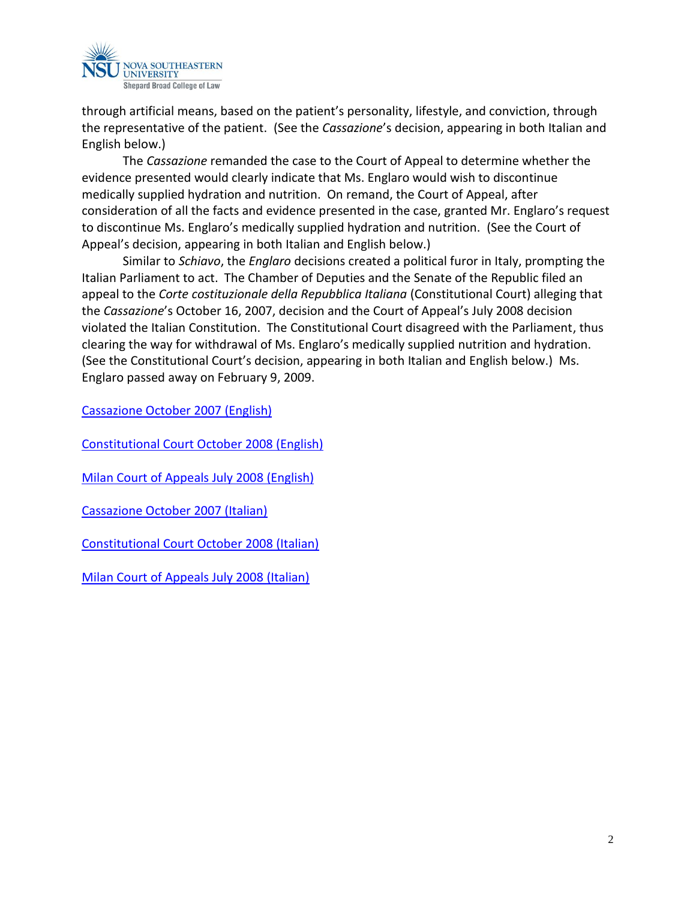through artificial means, based on the patient's personality, lifestyle, and conviction, through the representative of the patient. (See the *Cassazione*'s decision, appearing in both Italian and English below.)

The *Cassazione* remanded the case to the Court of Appeal to determine whether the evidence presented would clearly indicate that Ms. Englaro would wish to discontinue medically supplied hydration and nutrition. On remand, the Court of Appeal, after consideration of all the facts and evidence presented in the case, granted Mr. Englaro's request to discontinue Ms. Englaro's medically supplied hydration and nutrition. (See the Court of Appeal's decision, appearing in both Italian and English below.)

Similar to *Schiavo*, the *Englaro* decisions created a political furor in Italy, prompting the Italian Parliament to act. The Chamber of Deputies and the Senate of the Republic filed an appeal to the *Corte costituzionale della Repubblica Italiana* (Constitutional Court) alleging that the *Cassazione*'s October 16, 2007, decision and the Court of Appeal's July 2008 decision violated the Italian Constitution. The Constitutional Court disagreed with the Parliament, thus clearing the way for withdrawal of Ms. Englaro's medically supplied nutrition and hydration. (See the Constitutional Court's decision, appearing in both Italian and English below.) Ms. Englaro passed away on February 9, 2009.

Cassazione October 2007 (English)

Constitutional Court October 2008 (English)

Milan Court of Appeals July 2008 (English)

Cassazione October 2007 (Italian)

Constitutional Court October 2008 (Italian)

Milan Court of Appeals July 2008 (Italian)